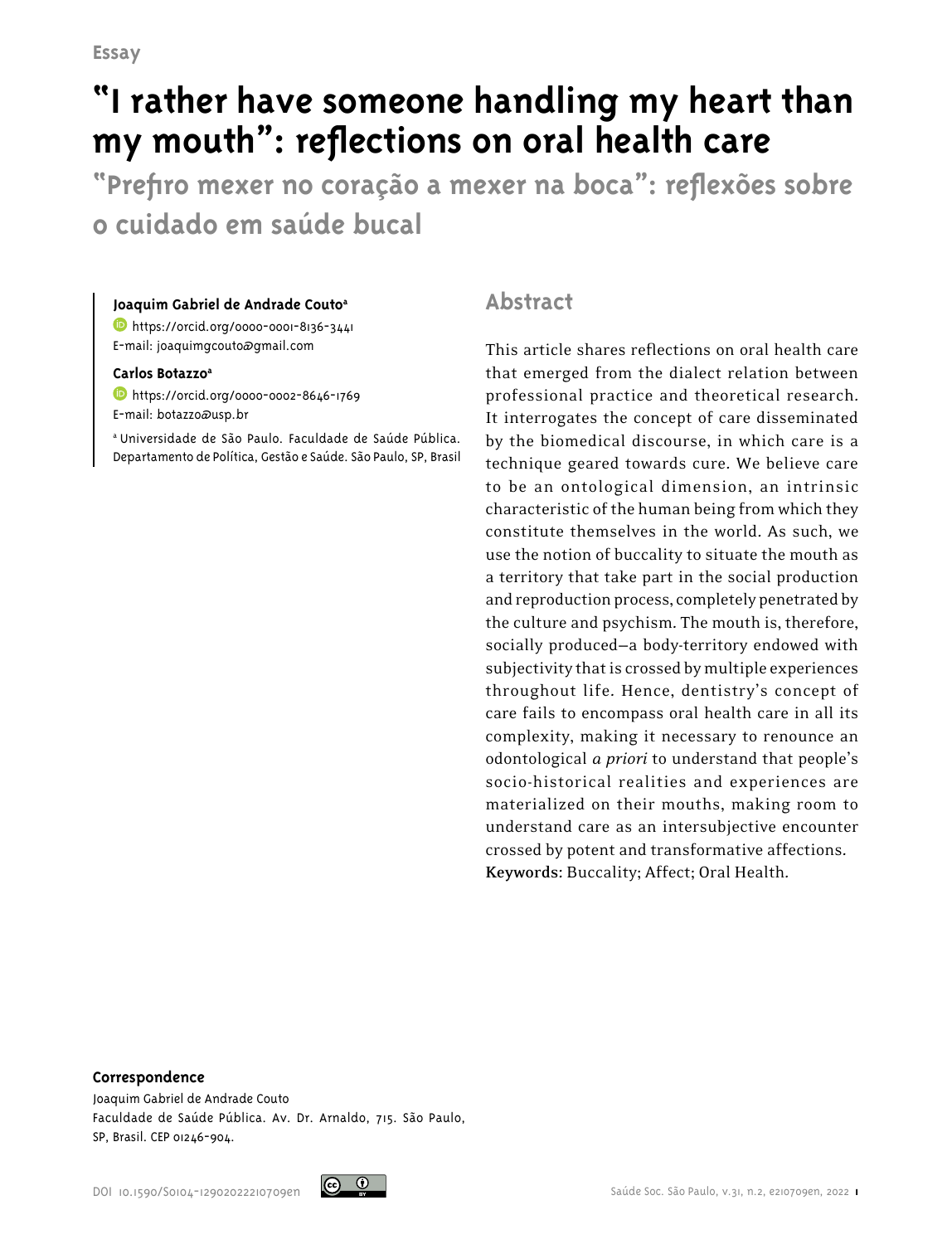Essay

# "I rather have someone handling my heart than my mouth": reflections on oral health care

## "Prefiro mexer no coração a mexer na boca": reflexões sobre o cuidado em saúde bucal

**Joaquim Gabriel de Andrade Couto**[a]
https://orcid.org/0000-0001-8136-3441
E-mail: joaquimgcouto@gmail.com

**Carlos Botazzo**[a]
https://orcid.org/0000-0002-8646-1769
E-mail: botazzo@usp.br

[a] Universidade de São Paulo. Faculdade de Saúde Pública. Departamento de Política, Gestão e Saúde. São Paulo, SP, Brasil

## Abstract

This article shares reflections on oral health care that emerged from the dialect relation between professional practice and theoretical research. It interrogates the concept of care disseminated by the biomedical discourse, in which care is a technique geared towards cure. We believe care to be an ontological dimension, an intrinsic characteristic of the human being from which they constitute themselves in the world. As such, we use the notion of buccality to situate the mouth as a territory that take part in the social production and reproduction process, completely penetrated by the culture and psychism. The mouth is, therefore, socially produced—a body-territory endowed with subjectivity that is crossed by multiple experiences throughout life. Hence, dentistry's concept of care fails to encompass oral health care in all its complexity, making it necessary to renounce an odontological *a priori* to understand that people's socio-historical realities and experiences are materialized on their mouths, making room to understand care as an intersubjective encounter crossed by potent and transformative affections.

**Keywords:** Buccality; Affect; Oral Health.

**Correspondence**
Joaquim Gabriel de Andrade Couto
Faculdade de Saúde Pública. Av. Dr. Arnaldo, 715. São Paulo, SP, Brasil. CEP 01246-904.

DOI 10.1590/S0104-12902022210709en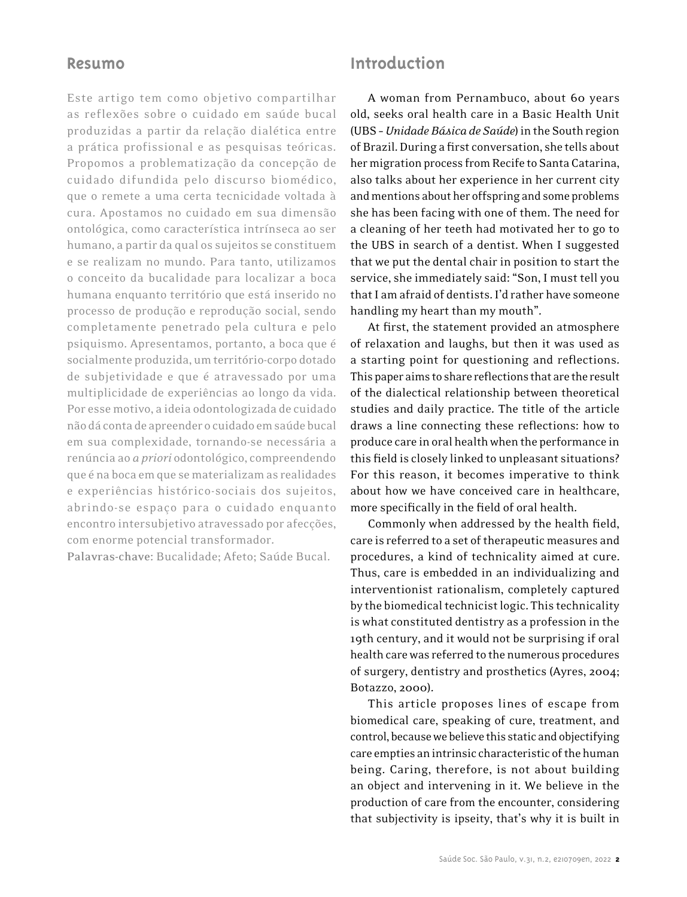## Resumo

Este artigo tem como objetivo compartilhar as reflexões sobre o cuidado em saúde bucal produzidas a partir da relação dialética entre a prática profissional e as pesquisas teóricas. Propomos a problematização da concepção de cuidado difundida pelo discurso biomédico, que o remete a uma certa tecnicidade voltada à cura. Apostamos no cuidado em sua dimensão ontológica, como característica intrínseca ao ser humano, a partir da qual os sujeitos se constituem e se realizam no mundo. Para tanto, utilizamos o conceito da bucalidade para localizar a boca humana enquanto território que está inserido no processo de produção e reprodução social, sendo completamente penetrado pela cultura e pelo psiquismo. Apresentamos, portanto, a boca que é socialmente produzida, um território-corpo dotado de subjetividade e que é atravessado por uma multiplicidade de experiências ao longo da vida. Por esse motivo, a ideia odontologizada de cuidado não dá conta de apreender o cuidado em saúde bucal em sua complexidade, tornando-se necessária a renúncia ao *a priori* odontológico, compreendendo que é na boca em que se materializam as realidades e experiências histórico-sociais dos sujeitos, abrindo-se espaço para o cuidado enquanto encontro intersubjetivo atravessado por afecções, com enorme potencial transformador.

**Palavras-chave:** Bucalidade; Afeto; Saúde Bucal.

## Introduction

A woman from Pernambuco, about 60 years old, seeks oral health care in a Basic Health Unit (UBS – *Unidade Básica de Saúde*) in the South region of Brazil. During a first conversation, she tells about her migration process from Recife to Santa Catarina, also talks about her experience in her current city and mentions about her offspring and some problems she has been facing with one of them. The need for a cleaning of her teeth had motivated her to go to the UBS in search of a dentist. When I suggested that we put the dental chair in position to start the service, she immediately said: "Son, I must tell you that I am afraid of dentists. I'd rather have someone handling my heart than my mouth".

At first, the statement provided an atmosphere of relaxation and laughs, but then it was used as a starting point for questioning and reflections. This paper aims to share reflections that are the result of the dialectical relationship between theoretical studies and daily practice. The title of the article draws a line connecting these reflections: how to produce care in oral health when the performance in this field is closely linked to unpleasant situations? For this reason, it becomes imperative to think about how we have conceived care in healthcare, more specifically in the field of oral health.

Commonly when addressed by the health field, care is referred to a set of therapeutic measures and procedures, a kind of technicality aimed at cure. Thus, care is embedded in an individualizing and interventionist rationalism, completely captured by the biomedical technicist logic. This technicality is what constituted dentistry as a profession in the 19th century, and it would not be surprising if oral health care was referred to the numerous procedures of surgery, dentistry and prosthetics (Ayres, 2004; Botazzo, 2000).

This article proposes lines of escape from biomedical care, speaking of cure, treatment, and control, because we believe this static and objectifying care empties an intrinsic characteristic of the human being. Caring, therefore, is not about building an object and intervening in it. We believe in the production of care from the encounter, considering that subjectivity is ipseity, that's why it is built in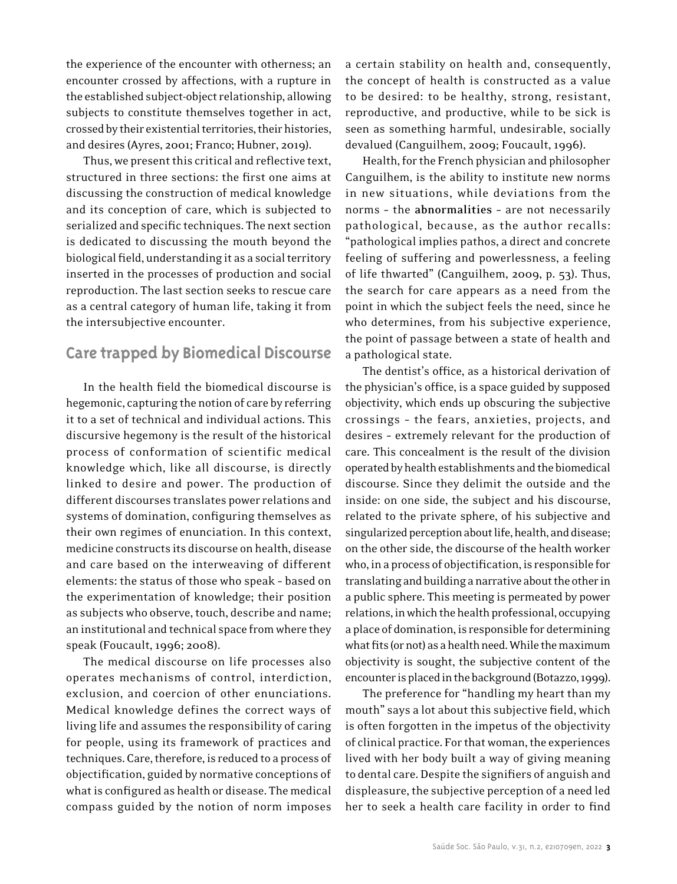the experience of the encounter with otherness; an encounter crossed by affections, with a rupture in the established subject-object relationship, allowing subjects to constitute themselves together in act, crossed by their existential territories, their histories, and desires (Ayres, 2001; Franco; Hubner, 2019).

Thus, we present this critical and reflective text, structured in three sections: the first one aims at discussing the construction of medical knowledge and its conception of care, which is subjected to serialized and specific techniques. The next section is dedicated to discussing the mouth beyond the biological field, understanding it as a social territory inserted in the processes of production and social reproduction. The last section seeks to rescue care as a central category of human life, taking it from the intersubjective encounter.

## Care trapped by Biomedical Discourse

In the health field the biomedical discourse is hegemonic, capturing the notion of care by referring it to a set of technical and individual actions. This discursive hegemony is the result of the historical process of conformation of scientific medical knowledge which, like all discourse, is directly linked to desire and power. The production of different discourses translates power relations and systems of domination, configuring themselves as their own regimes of enunciation. In this context, medicine constructs its discourse on health, disease and care based on the interweaving of different elements: the status of those who speak – based on the experimentation of knowledge; their position as subjects who observe, touch, describe and name; an institutional and technical space from where they speak (Foucault, 1996; 2008).

The medical discourse on life processes also operates mechanisms of control, interdiction, exclusion, and coercion of other enunciations. Medical knowledge defines the correct ways of living life and assumes the responsibility of caring for people, using its framework of practices and techniques. Care, therefore, is reduced to a process of objectification, guided by normative conceptions of what is configured as health or disease. The medical compass guided by the notion of norm imposes a certain stability on health and, consequently, the concept of health is constructed as a value to be desired: to be healthy, strong, resistant, reproductive, and productive, while to be sick is seen as something harmful, undesirable, socially devalued (Canguilhem, 2009; Foucault, 1996).

Health, for the French physician and philosopher Canguilhem, is the ability to institute new norms in new situations, while deviations from the norms – the **abnormalities** – are not necessarily pathological, because, as the author recalls: "pathological implies pathos, a direct and concrete feeling of suffering and powerlessness, a feeling of life thwarted" (Canguilhem, 2009, p. 53). Thus, the search for care appears as a need from the point in which the subject feels the need, since he who determines, from his subjective experience, the point of passage between a state of health and a pathological state.

The dentist's office, as a historical derivation of the physician's office, is a space guided by supposed objectivity, which ends up obscuring the subjective crossings – the fears, anxieties, projects, and desires – extremely relevant for the production of care. This concealment is the result of the division operated by health establishments and the biomedical discourse. Since they delimit the outside and the inside: on one side, the subject and his discourse, related to the private sphere, of his subjective and singularized perception about life, health, and disease; on the other side, the discourse of the health worker who, in a process of objectification, is responsible for translating and building a narrative about the other in a public sphere. This meeting is permeated by power relations, in which the health professional, occupying a place of domination, is responsible for determining what fits (or not) as a health need. While the maximum objectivity is sought, the subjective content of the encounter is placed in the background (Botazzo, 1999).

The preference for "handling my heart than my mouth" says a lot about this subjective field, which is often forgotten in the impetus of the objectivity of clinical practice. For that woman, the experiences lived with her body built a way of giving meaning to dental care. Despite the signifiers of anguish and displeasure, the subjective perception of a need led her to seek a health care facility in order to find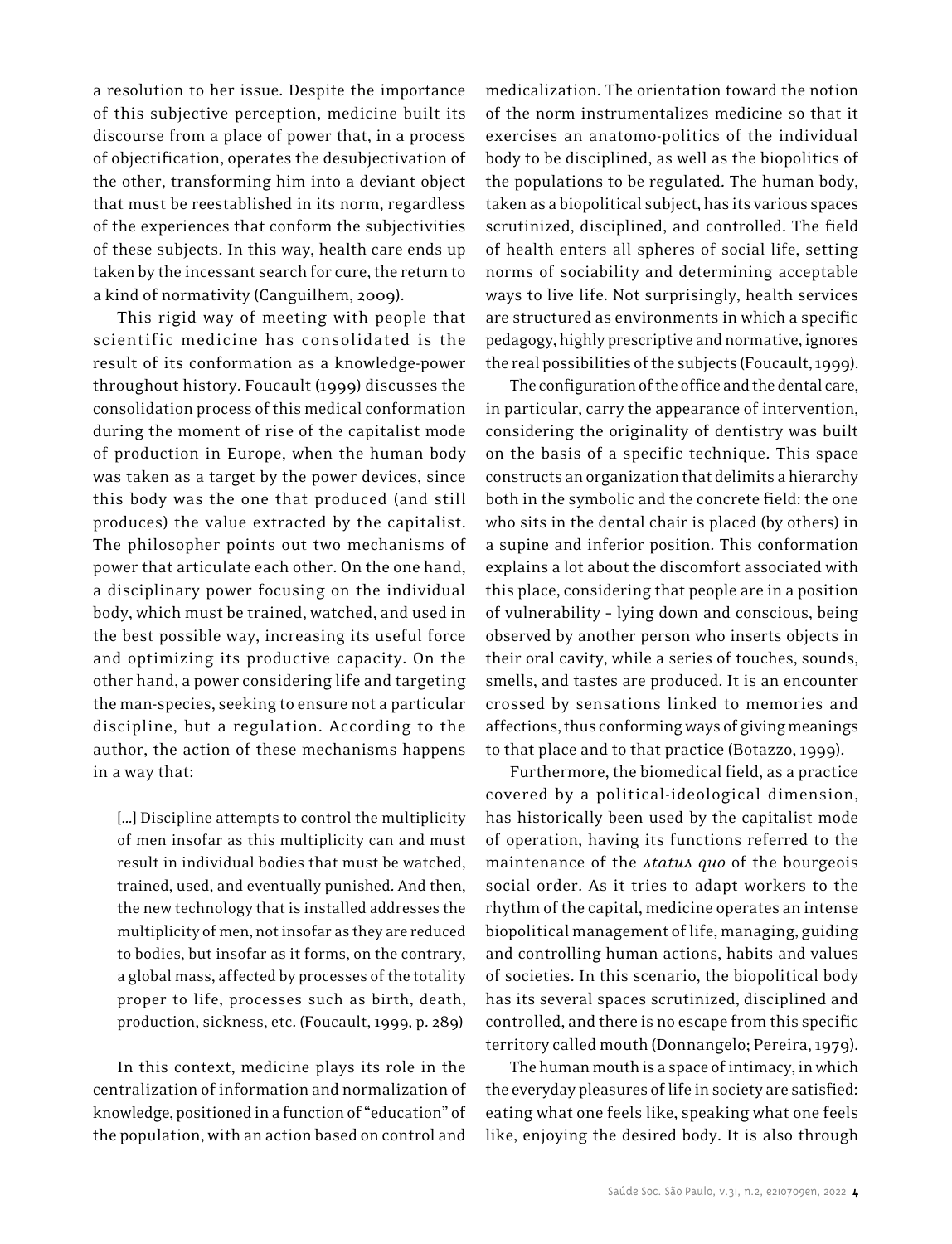a resolution to her issue. Despite the importance of this subjective perception, medicine built its discourse from a place of power that, in a process of objectification, operates the desubjectivation of the other, transforming him into a deviant object that must be reestablished in its norm, regardless of the experiences that conform the subjectivities of these subjects. In this way, health care ends up taken by the incessant search for cure, the return to a kind of normativity (Canguilhem, 2009).

This rigid way of meeting with people that scientific medicine has consolidated is the result of its conformation as a knowledge-power throughout history. Foucault (1999) discusses the consolidation process of this medical conformation during the moment of rise of the capitalist mode of production in Europe, when the human body was taken as a target by the power devices, since this body was the one that produced (and still produces) the value extracted by the capitalist. The philosopher points out two mechanisms of power that articulate each other. On the one hand, a disciplinary power focusing on the individual body, which must be trained, watched, and used in the best possible way, increasing its useful force and optimizing its productive capacity. On the other hand, a power considering life and targeting the man-species, seeking to ensure not a particular discipline, but a regulation. According to the author, the action of these mechanisms happens in a way that:

> [...] Discipline attempts to control the multiplicity of men insofar as this multiplicity can and must result in individual bodies that must be watched, trained, used, and eventually punished. And then, the new technology that is installed addresses the multiplicity of men, not insofar as they are reduced to bodies, but insofar as it forms, on the contrary, a global mass, affected by processes of the totality proper to life, processes such as birth, death, production, sickness, etc. (Foucault, 1999, p. 289)

In this context, medicine plays its role in the centralization of information and normalization of knowledge, positioned in a function of "education" of the population, with an action based on control and medicalization. The orientation toward the notion of the norm instrumentalizes medicine so that it exercises an anatomo-politics of the individual body to be disciplined, as well as the biopolitics of the populations to be regulated. The human body, taken as a biopolitical subject, has its various spaces scrutinized, disciplined, and controlled. The field of health enters all spheres of social life, setting norms of sociability and determining acceptable ways to live life. Not surprisingly, health services are structured as environments in which a specific pedagogy, highly prescriptive and normative, ignores the real possibilities of the subjects (Foucault, 1999).

The configuration of the office and the dental care, in particular, carry the appearance of intervention, considering the originality of dentistry was built on the basis of a specific technique. This space constructs an organization that delimits a hierarchy both in the symbolic and the concrete field: the one who sits in the dental chair is placed (by others) in a supine and inferior position. This conformation explains a lot about the discomfort associated with this place, considering that people are in a position of vulnerability – lying down and conscious, being observed by another person who inserts objects in their oral cavity, while a series of touches, sounds, smells, and tastes are produced. It is an encounter crossed by sensations linked to memories and affections, thus conforming ways of giving meanings to that place and to that practice (Botazzo, 1999).

Furthermore, the biomedical field, as a practice covered by a political-ideological dimension, has historically been used by the capitalist mode of operation, having its functions referred to the maintenance of the *status quo* of the bourgeois social order. As it tries to adapt workers to the rhythm of the capital, medicine operates an intense biopolitical management of life, managing, guiding and controlling human actions, habits and values of societies. In this scenario, the biopolitical body has its several spaces scrutinized, disciplined and controlled, and there is no escape from this specific territory called mouth (Donnangelo; Pereira, 1979).

The human mouth is a space of intimacy, in which the everyday pleasures of life in society are satisfied: eating what one feels like, speaking what one feels like, enjoying the desired body. It is also through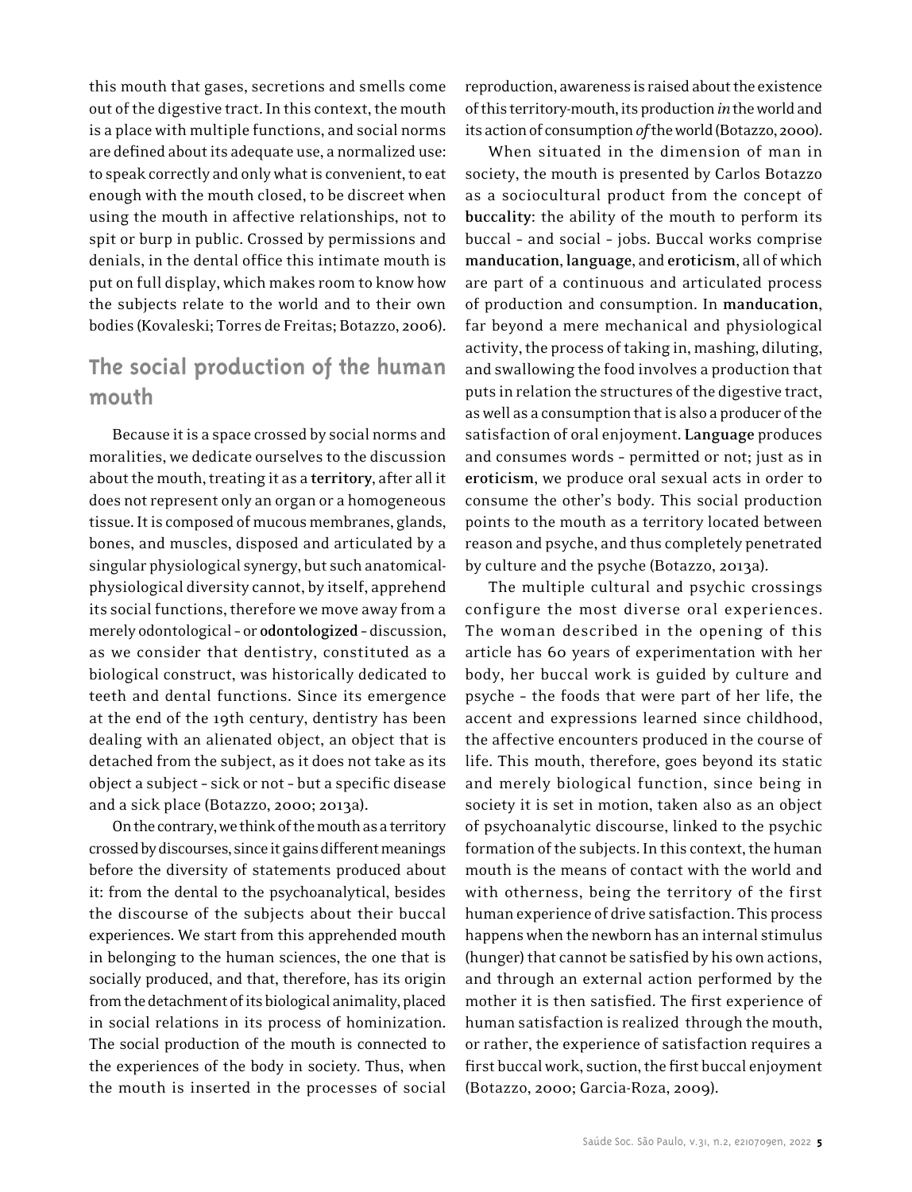this mouth that gases, secretions and smells come out of the digestive tract. In this context, the mouth is a place with multiple functions, and social norms are defined about its adequate use, a normalized use: to speak correctly and only what is convenient, to eat enough with the mouth closed, to be discreet when using the mouth in affective relationships, not to spit or burp in public. Crossed by permissions and denials, in the dental office this intimate mouth is put on full display, which makes room to know how the subjects relate to the world and to their own bodies (Kovaleski; Torres de Freitas; Botazzo, 2006).

## The social production of the human mouth

Because it is a space crossed by social norms and moralities, we dedicate ourselves to the discussion about the mouth, treating it as a **territory**, after all it does not represent only an organ or a homogeneous tissue. It is composed of mucous membranes, glands, bones, and muscles, disposed and articulated by a singular physiological synergy, but such anatomical-physiological diversity cannot, by itself, apprehend its social functions, therefore we move away from a merely odontological – or **odontologized** – discussion, as we consider that dentistry, constituted as a biological construct, was historically dedicated to teeth and dental functions. Since its emergence at the end of the 19th century, dentistry has been dealing with an alienated object, an object that is detached from the subject, as it does not take as its object a subject – sick or not – but a specific disease and a sick place (Botazzo, 2000; 2013a).

On the contrary, we think of the mouth as a territory crossed by discourses, since it gains different meanings before the diversity of statements produced about it: from the dental to the psychoanalytical, besides the discourse of the subjects about their buccal experiences. We start from this apprehended mouth in belonging to the human sciences, the one that is socially produced, and that, therefore, has its origin from the detachment of its biological animality, placed in social relations in its process of hominization. The social production of the mouth is connected to the experiences of the body in society. Thus, when the mouth is inserted in the processes of social reproduction, awareness is raised about the existence of this territory-mouth, its production *in* the world and its action of consumption *of* the world (Botazzo, 2000).

When situated in the dimension of man in society, the mouth is presented by Carlos Botazzo as a sociocultural product from the concept of **buccality**: the ability of the mouth to perform its buccal – and social – jobs. Buccal works comprise **manducation**, **language**, and **eroticism**, all of which are part of a continuous and articulated process of production and consumption. In **manducation**, far beyond a mere mechanical and physiological activity, the process of taking in, mashing, diluting, and swallowing the food involves a production that puts in relation the structures of the digestive tract, as well as a consumption that is also a producer of the satisfaction of oral enjoyment. **Language** produces and consumes words – permitted or not; just as in **eroticism**, we produce oral sexual acts in order to consume the other's body. This social production points to the mouth as a territory located between reason and psyche, and thus completely penetrated by culture and the psyche (Botazzo, 2013a).

The multiple cultural and psychic crossings configure the most diverse oral experiences. The woman described in the opening of this article has 60 years of experimentation with her body, her buccal work is guided by culture and psyche – the foods that were part of her life, the accent and expressions learned since childhood, the affective encounters produced in the course of life. This mouth, therefore, goes beyond its static and merely biological function, since being in society it is set in motion, taken also as an object of psychoanalytic discourse, linked to the psychic formation of the subjects. In this context, the human mouth is the means of contact with the world and with otherness, being the territory of the first human experience of drive satisfaction. This process happens when the newborn has an internal stimulus (hunger) that cannot be satisfied by his own actions, and through an external action performed by the mother it is then satisfied. The first experience of human satisfaction is realized through the mouth, or rather, the experience of satisfaction requires a first buccal work, suction, the first buccal enjoyment (Botazzo, 2000; Garcia-Roza, 2009).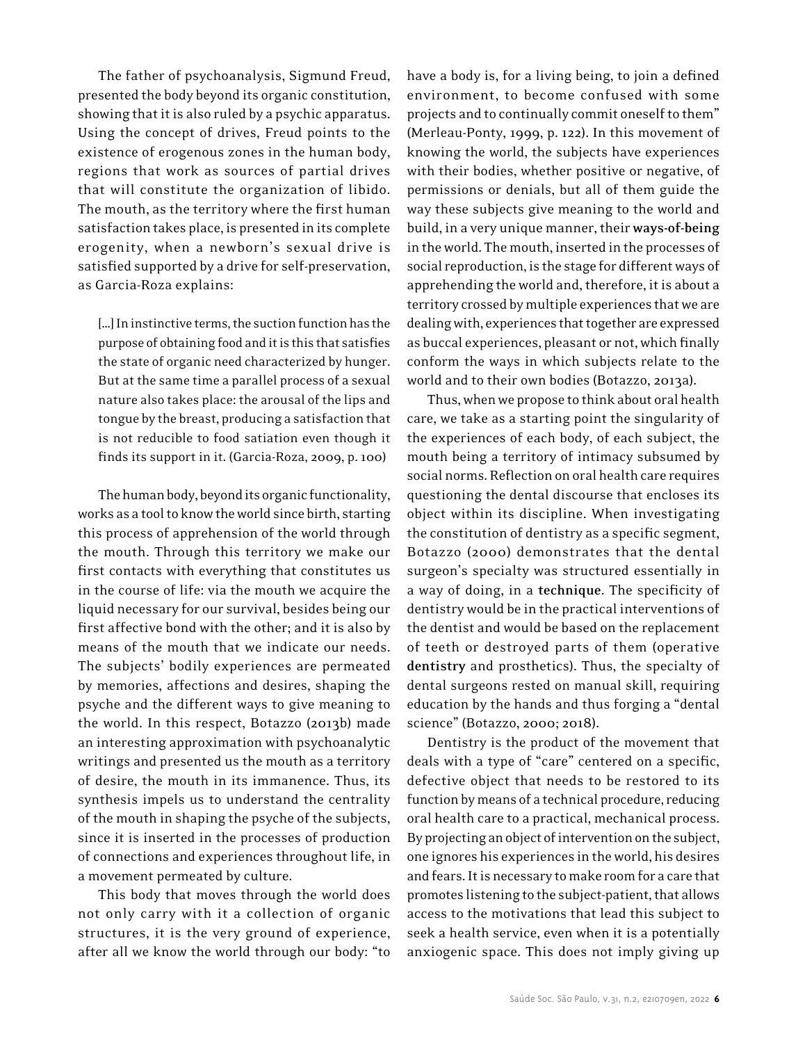The father of psychoanalysis, Sigmund Freud, presented the body beyond its organic constitution, showing that it is also ruled by a psychic apparatus. Using the concept of drives, Freud points to the existence of erogenous zones in the human body, regions that work as sources of partial drives that will constitute the organization of libido. The mouth, as the territory where the first human satisfaction takes place, is presented in its complete erogenity, when a newborn's sexual drive is satisfied supported by a drive for self-preservation, as Garcia-Roza explains:

> [...] In instinctive terms, the suction function has the purpose of obtaining food and it is this that satisfies the state of organic need characterized by hunger. But at the same time a parallel process of a sexual nature also takes place: the arousal of the lips and tongue by the breast, producing a satisfaction that is not reducible to food satiation even though it finds its support in it. (Garcia-Roza, 2009, p. 100)

The human body, beyond its organic functionality, works as a tool to know the world since birth, starting this process of apprehension of the world through the mouth. Through this territory we make our first contacts with everything that constitutes us in the course of life: via the mouth we acquire the liquid necessary for our survival, besides being our first affective bond with the other; and it is also by means of the mouth that we indicate our needs. The subjects' bodily experiences are permeated by memories, affections and desires, shaping the psyche and the different ways to give meaning to the world. In this respect, Botazzo (2013b) made an interesting approximation with psychoanalytic writings and presented us the mouth as a territory of desire, the mouth in its immanence. Thus, its synthesis impels us to understand the centrality of the mouth in shaping the psyche of the subjects, since it is inserted in the processes of production of connections and experiences throughout life, in a movement permeated by culture.

This body that moves through the world does not only carry with it a collection of organic structures, it is the very ground of experience, after all we know the world through our body: "to have a body is, for a living being, to join a defined environment, to become confused with some projects and to continually commit oneself to them" (Merleau-Ponty, 1999, p. 122). In this movement of knowing the world, the subjects have experiences with their bodies, whether positive or negative, of permissions or denials, but all of them guide the way these subjects give meaning to the world and build, in a very unique manner, their **ways-of-being** in the world. The mouth, inserted in the processes of social reproduction, is the stage for different ways of apprehending the world and, therefore, it is about a territory crossed by multiple experiences that we are dealing with, experiences that together are expressed as buccal experiences, pleasant or not, which finally conform the ways in which subjects relate to the world and to their own bodies (Botazzo, 2013a).

Thus, when we propose to think about oral health care, we take as a starting point the singularity of the experiences of each body, of each subject, the mouth being a territory of intimacy subsumed by social norms. Reflection on oral health care requires questioning the dental discourse that encloses its object within its discipline. When investigating the constitution of dentistry as a specific segment, Botazzo (2000) demonstrates that the dental surgeon's specialty was structured essentially in a way of doing, in a **technique**. The specificity of dentistry would be in the practical interventions of the dentist and would be based on the replacement of teeth or destroyed parts of them (operative **dentistry** and prosthetics). Thus, the specialty of dental surgeons rested on manual skill, requiring education by the hands and thus forging a "dental science" (Botazzo, 2000; 2018).

Dentistry is the product of the movement that deals with a type of "care" centered on a specific, defective object that needs to be restored to its function by means of a technical procedure, reducing oral health care to a practical, mechanical process. By projecting an object of intervention on the subject, one ignores his experiences in the world, his desires and fears. It is necessary to make room for a care that promotes listening to the subject-patient, that allows access to the motivations that lead this subject to seek a health service, even when it is a potentially anxiogenic space. This does not imply giving up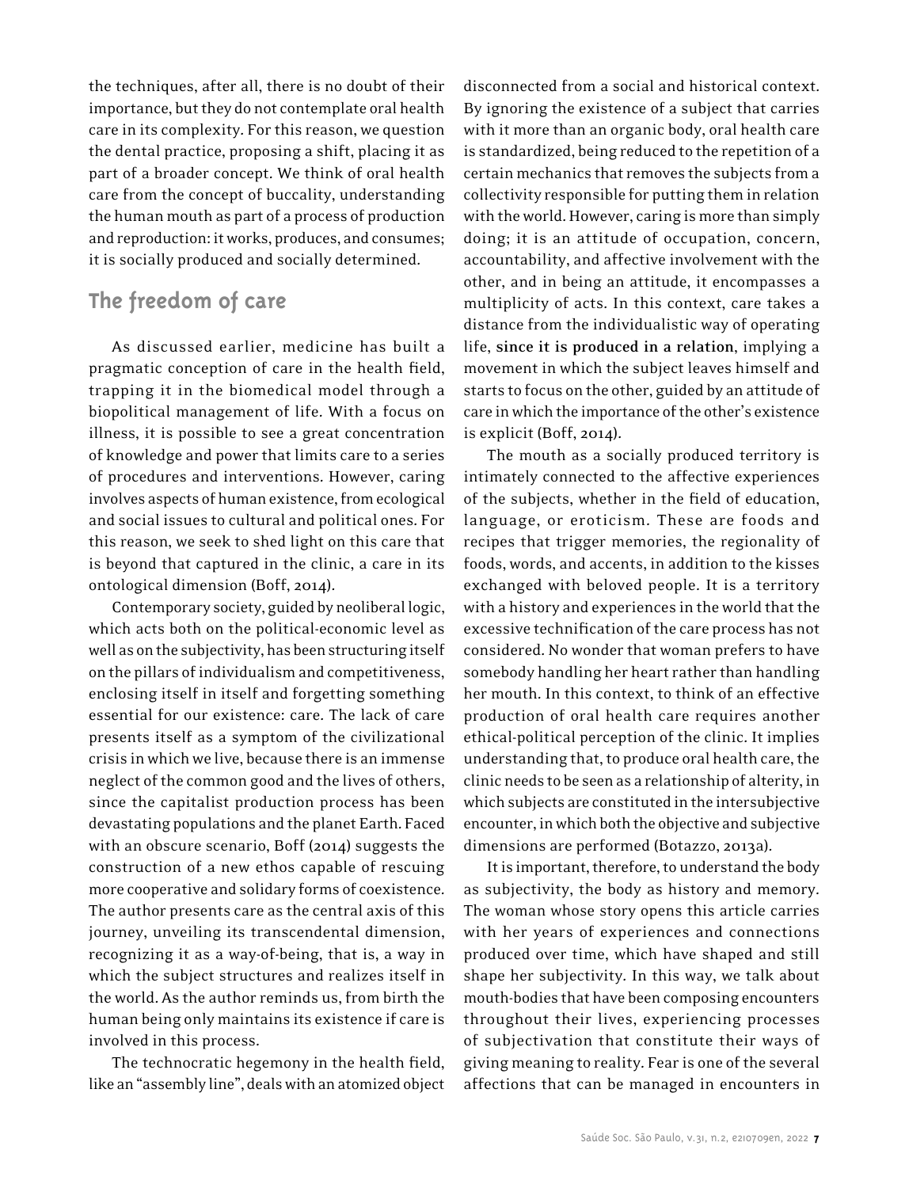the techniques, after all, there is no doubt of their importance, but they do not contemplate oral health care in its complexity. For this reason, we question the dental practice, proposing a shift, placing it as part of a broader concept. We think of oral health care from the concept of buccality, understanding the human mouth as part of a process of production and reproduction: it works, produces, and consumes; it is socially produced and socially determined.

## The freedom of care

As discussed earlier, medicine has built a pragmatic conception of care in the health field, trapping it in the biomedical model through a biopolitical management of life. With a focus on illness, it is possible to see a great concentration of knowledge and power that limits care to a series of procedures and interventions. However, caring involves aspects of human existence, from ecological and social issues to cultural and political ones. For this reason, we seek to shed light on this care that is beyond that captured in the clinic, a care in its ontological dimension (Boff, 2014).

Contemporary society, guided by neoliberal logic, which acts both on the political-economic level as well as on the subjectivity, has been structuring itself on the pillars of individualism and competitiveness, enclosing itself in itself and forgetting something essential for our existence: care. The lack of care presents itself as a symptom of the civilizational crisis in which we live, because there is an immense neglect of the common good and the lives of others, since the capitalist production process has been devastating populations and the planet Earth. Faced with an obscure scenario, Boff (2014) suggests the construction of a new ethos capable of rescuing more cooperative and solidary forms of coexistence. The author presents care as the central axis of this journey, unveiling its transcendental dimension, recognizing it as a way-of-being, that is, a way in which the subject structures and realizes itself in the world. As the author reminds us, from birth the human being only maintains its existence if care is involved in this process.

The technocratic hegemony in the health field, like an "assembly line", deals with an atomized object disconnected from a social and historical context. By ignoring the existence of a subject that carries with it more than an organic body, oral health care is standardized, being reduced to the repetition of a certain mechanics that removes the subjects from a collectivity responsible for putting them in relation with the world. However, caring is more than simply doing; it is an attitude of occupation, concern, accountability, and affective involvement with the other, and in being an attitude, it encompasses a multiplicity of acts. In this context, care takes a distance from the individualistic way of operating life, **since it is produced in a relation**, implying a movement in which the subject leaves himself and starts to focus on the other, guided by an attitude of care in which the importance of the other's existence is explicit (Boff, 2014).

The mouth as a socially produced territory is intimately connected to the affective experiences of the subjects, whether in the field of education, language, or eroticism. These are foods and recipes that trigger memories, the regionality of foods, words, and accents, in addition to the kisses exchanged with beloved people. It is a territory with a history and experiences in the world that the excessive technification of the care process has not considered. No wonder that woman prefers to have somebody handling her heart rather than handling her mouth. In this context, to think of an effective production of oral health care requires another ethical-political perception of the clinic. It implies understanding that, to produce oral health care, the clinic needs to be seen as a relationship of alterity, in which subjects are constituted in the intersubjective encounter, in which both the objective and subjective dimensions are performed (Botazzo, 2013a).

It is important, therefore, to understand the body as subjectivity, the body as history and memory. The woman whose story opens this article carries with her years of experiences and connections produced over time, which have shaped and still shape her subjectivity. In this way, we talk about mouth-bodies that have been composing encounters throughout their lives, experiencing processes of subjectivation that constitute their ways of giving meaning to reality. Fear is one of the several affections that can be managed in encounters in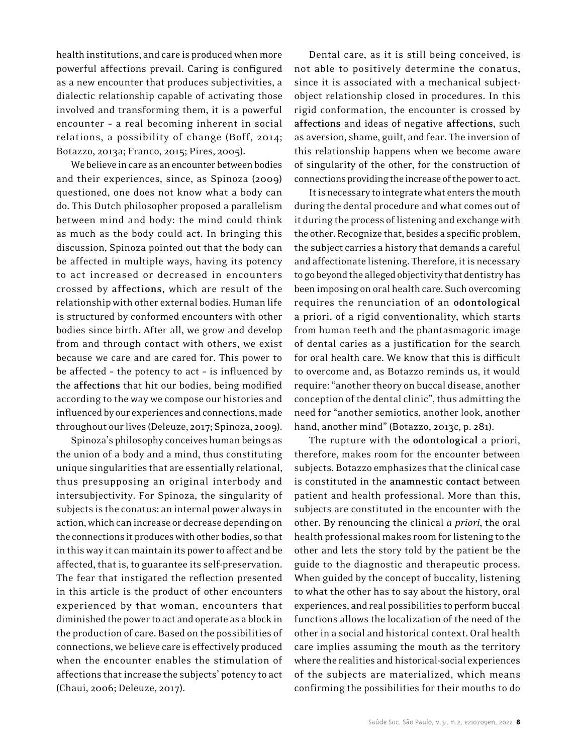health institutions, and care is produced when more powerful affections prevail. Caring is configured as a new encounter that produces subjectivities, a dialectic relationship capable of activating those involved and transforming them, it is a powerful encounter - a real becoming inherent in social relations, a possibility of change (Boff, 2014; Botazzo, 2013a; Franco, 2015; Pires, 2005).

We believe in care as an encounter between bodies and their experiences, since, as Spinoza (2009) questioned, one does not know what a body can do. This Dutch philosopher proposed a parallelism between mind and body: the mind could think as much as the body could act. In bringing this discussion, Spinoza pointed out that the body can be affected in multiple ways, having its potency to act increased or decreased in encounters crossed by **affections**, which are result of the relationship with other external bodies. Human life is structured by conformed encounters with other bodies since birth. After all, we grow and develop from and through contact with others, we exist because we care and are cared for. This power to be affected - the potency to act - is influenced by the **affections** that hit our bodies, being modified according to the way we compose our histories and influenced by our experiences and connections, made throughout our lives (Deleuze, 2017; Spinoza, 2009).

Spinoza's philosophy conceives human beings as the union of a body and a mind, thus constituting unique singularities that are essentially relational, thus presupposing an original interbody and intersubjectivity. For Spinoza, the singularity of subjects is the conatus: an internal power always in action, which can increase or decrease depending on the connections it produces with other bodies, so that in this way it can maintain its power to affect and be affected, that is, to guarantee its self-preservation. The fear that instigated the reflection presented in this article is the product of other encounters experienced by that woman, encounters that diminished the power to act and operate as a block in the production of care. Based on the possibilities of connections, we believe care is effectively produced when the encounter enables the stimulation of affections that increase the subjects' potency to act (Chaui, 2006; Deleuze, 2017).

Dental care, as it is still being conceived, is not able to positively determine the conatus, since it is associated with a mechanical subject-object relationship closed in procedures. In this rigid conformation, the encounter is crossed by **affections** and ideas of negative **affections**, such as aversion, shame, guilt, and fear. The inversion of this relationship happens when we become aware of singularity of the other, for the construction of connections providing the increase of the power to act.

It is necessary to integrate what enters the mouth during the dental procedure and what comes out of it during the process of listening and exchange with the other. Recognize that, besides a specific problem, the subject carries a history that demands a careful and affectionate listening. Therefore, it is necessary to go beyond the alleged objectivity that dentistry has been imposing on oral health care. Such overcoming requires the renunciation of an **odontological** a priori, of a rigid conventionality, which starts from human teeth and the phantasmagoric image of dental caries as a justification for the search for oral health care. We know that this is difficult to overcome and, as Botazzo reminds us, it would require: "another theory on buccal disease, another conception of the dental clinic", thus admitting the need for "another semiotics, another look, another hand, another mind" (Botazzo, 2013c, p. 281).

The rupture with the **odontological** a priori, therefore, makes room for the encounter between subjects. Botazzo emphasizes that the clinical case is constituted in the **anamnestic contact** between patient and health professional. More than this, subjects are constituted in the encounter with the other. By renouncing the clinical *a priori*, the oral health professional makes room for listening to the other and lets the story told by the patient be the guide to the diagnostic and therapeutic process. When guided by the concept of buccality, listening to what the other has to say about the history, oral experiences, and real possibilities to perform buccal functions allows the localization of the need of the other in a social and historical context. Oral health care implies assuming the mouth as the territory where the realities and historical-social experiences of the subjects are materialized, which means confirming the possibilities for their mouths to do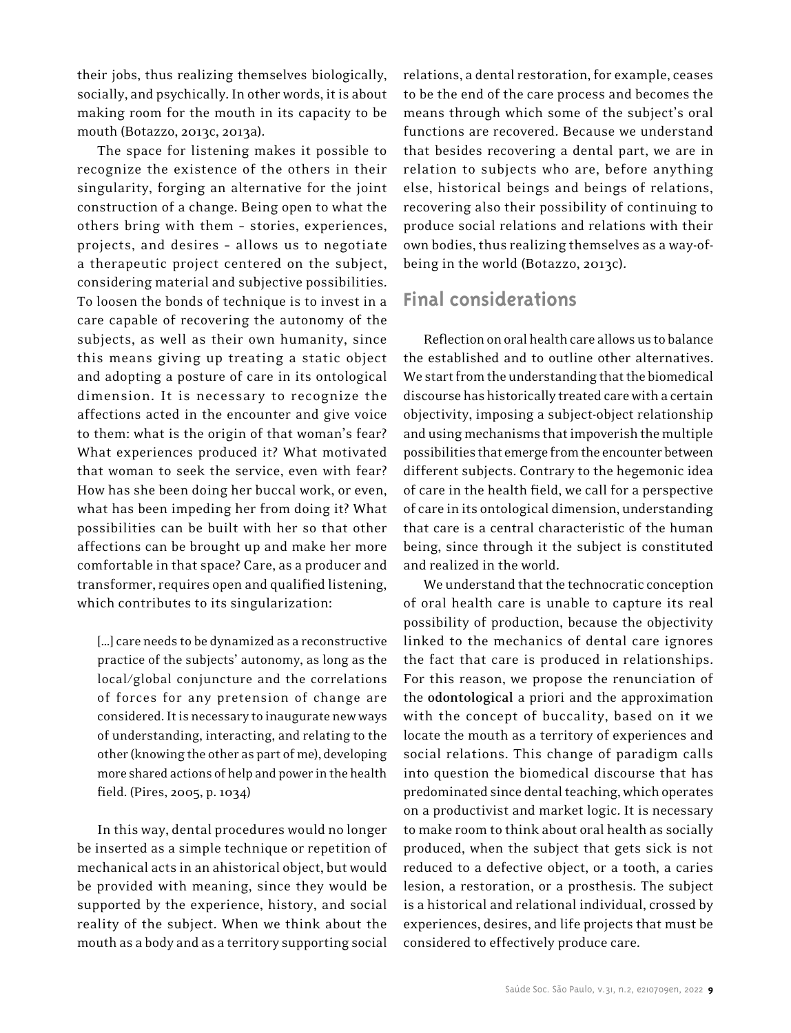their jobs, thus realizing themselves biologically, socially, and psychically. In other words, it is about making room for the mouth in its capacity to be mouth (Botazzo, 2013c, 2013a).

The space for listening makes it possible to recognize the existence of the others in their singularity, forging an alternative for the joint construction of a change. Being open to what the others bring with them – stories, experiences, projects, and desires – allows us to negotiate a therapeutic project centered on the subject, considering material and subjective possibilities. To loosen the bonds of technique is to invest in a care capable of recovering the autonomy of the subjects, as well as their own humanity, since this means giving up treating a static object and adopting a posture of care in its ontological dimension. It is necessary to recognize the affections acted in the encounter and give voice to them: what is the origin of that woman's fear? What experiences produced it? What motivated that woman to seek the service, even with fear? How has she been doing her buccal work, or even, what has been impeding her from doing it? What possibilities can be built with her so that other affections can be brought up and make her more comfortable in that space? Care, as a producer and transformer, requires open and qualified listening, which contributes to its singularization:

> [...] care needs to be dynamized as a reconstructive practice of the subjects' autonomy, as long as the local/global conjuncture and the correlations of forces for any pretension of change are considered. It is necessary to inaugurate new ways of understanding, interacting, and relating to the other (knowing the other as part of me), developing more shared actions of help and power in the health field. (Pires, 2005, p. 1034)

In this way, dental procedures would no longer be inserted as a simple technique or repetition of mechanical acts in an ahistorical object, but would be provided with meaning, since they would be supported by the experience, history, and social reality of the subject. When we think about the mouth as a body and as a territory supporting social relations, a dental restoration, for example, ceases to be the end of the care process and becomes the means through which some of the subject's oral functions are recovered. Because we understand that besides recovering a dental part, we are in relation to subjects who are, before anything else, historical beings and beings of relations, recovering also their possibility of continuing to produce social relations and relations with their own bodies, thus realizing themselves as a way-of-being in the world (Botazzo, 2013c).

## Final considerations

Reflection on oral health care allows us to balance the established and to outline other alternatives. We start from the understanding that the biomedical discourse has historically treated care with a certain objectivity, imposing a subject-object relationship and using mechanisms that impoverish the multiple possibilities that emerge from the encounter between different subjects. Contrary to the hegemonic idea of care in the health field, we call for a perspective of care in its ontological dimension, understanding that care is a central characteristic of the human being, since through it the subject is constituted and realized in the world.

We understand that the technocratic conception of oral health care is unable to capture its real possibility of production, because the objectivity linked to the mechanics of dental care ignores the fact that care is produced in relationships. For this reason, we propose the renunciation of the **odontological** a priori and the approximation with the concept of buccality, based on it we locate the mouth as a territory of experiences and social relations. This change of paradigm calls into question the biomedical discourse that has predominated since dental teaching, which operates on a productivist and market logic. It is necessary to make room to think about oral health as socially produced, when the subject that gets sick is not reduced to a defective object, or a tooth, a caries lesion, a restoration, or a prosthesis. The subject is a historical and relational individual, crossed by experiences, desires, and life projects that must be considered to effectively produce care.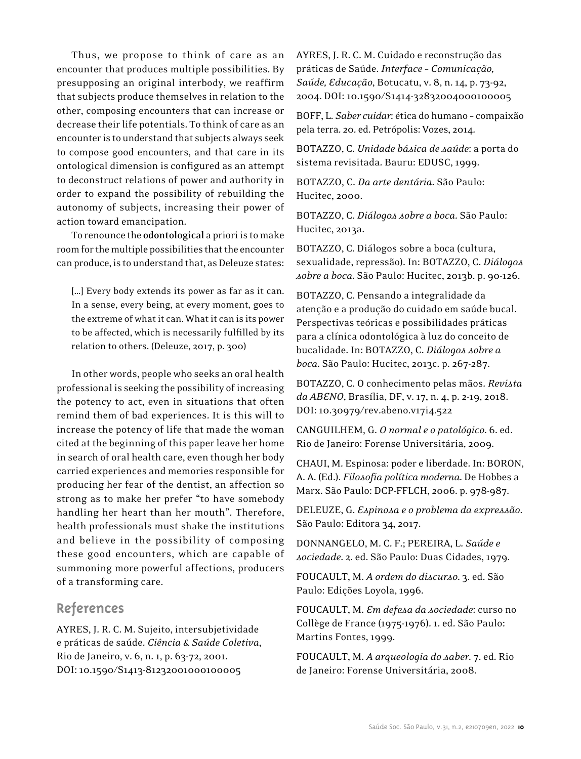Thus, we propose to think of care as an encounter that produces multiple possibilities. By presupposing an original interbody, we reaffirm that subjects produce themselves in relation to the other, composing encounters that can increase or decrease their life potentials. To think of care as an encounter is to understand that subjects always seek to compose good encounters, and that care in its ontological dimension is configured as an attempt to deconstruct relations of power and authority in order to expand the possibility of rebuilding the autonomy of subjects, increasing their power of action toward emancipation.

To renounce the **odontological** a priori is to make room for the multiple possibilities that the encounter can produce, is to understand that, as Deleuze states:

> [...] Every body extends its power as far as it can. In a sense, every being, at every moment, goes to the extreme of what it can. What it can is its power to be affected, which is necessarily fulfilled by its relation to others. (Deleuze, 2017, p. 300)

In other words, people who seeks an oral health professional is seeking the possibility of increasing the potency to act, even in situations that often remind them of bad experiences. It is this will to increase the potency of life that made the woman cited at the beginning of this paper leave her home in search of oral health care, even though her body carried experiences and memories responsible for producing her fear of the dentist, an affection so strong as to make her prefer "to have somebody handling her heart than her mouth". Therefore, health professionals must shake the institutions and believe in the possibility of composing these good encounters, which are capable of summoning more powerful affections, producers of a transforming care.

## References

AYRES, J. R. C. M. Sujeito, intersubjetividade e práticas de saúde. *Ciência & Saúde Coletiva*, Rio de Janeiro, v. 6, n. 1, p. 63-72, 2001. DOI: 10.1590/S1413-81232001000100005

AYRES, J. R. C. M. Cuidado e reconstrução das práticas de Saúde. *Interface - Comunicação, Saúde, Educação*, Botucatu, v. 8, n. 14, p. 73-92, 2004. DOI: 10.1590/S1414-32832004000100005

BOFF, L. *Saber cuidar*: ética do humano - compaixão pela terra. 20. ed. Petrópolis: Vozes, 2014.

BOTAZZO, C. *Unidade básica de saúde*: a porta do sistema revisitada. Bauru: EDUSC, 1999.

BOTAZZO, C. *Da arte dentária*. São Paulo: Hucitec, 2000.

BOTAZZO, C. *Diálogos sobre a boca*. São Paulo: Hucitec, 2013a.

BOTAZZO, C. Diálogos sobre a boca (cultura, sexualidade, repressão). In: BOTAZZO, C. *Diálogos sobre a boca*. São Paulo: Hucitec, 2013b. p. 90-126.

BOTAZZO, C. Pensando a integralidade da atenção e a produção do cuidado em saúde bucal. Perspectivas teóricas e possibilidades práticas para a clínica odontológica à luz do conceito de bucalidade. In: BOTAZZO, C. *Diálogos sobre a boca*. São Paulo: Hucitec, 2013c. p. 267-287.

BOTAZZO, C. O conhecimento pelas mãos. *Revista da ABENO*, Brasília, DF, v. 17, n. 4, p. 2-19, 2018. DOI: 10.30979/rev.abeno.v17i4.522

CANGUILHEM, G. *O normal e o patológico*. 6. ed. Rio de Janeiro: Forense Universitária, 2009.

CHAUI, M. Espinosa: poder e liberdade. In: BORON, A. A. (Ed.). *Filosofia política moderna*. De Hobbes a Marx. São Paulo: DCP-FFLCH, 2006. p. 978-987.

DELEUZE, G. *Espinosa e o problema da expressão*. São Paulo: Editora 34, 2017.

DONNANGELO, M. C. F.; PEREIRA, L. *Saúde e sociedade*. 2. ed. São Paulo: Duas Cidades, 1979.

FOUCAULT, M. *A ordem do discurso*. 3. ed. São Paulo: Edições Loyola, 1996.

FOUCAULT, M. *Em defesa da sociedade*: curso no Collège de France (1975-1976). 1. ed. São Paulo: Martins Fontes, 1999.

FOUCAULT, M. *A arqueologia do saber*. 7. ed. Rio de Janeiro: Forense Universitária, 2008.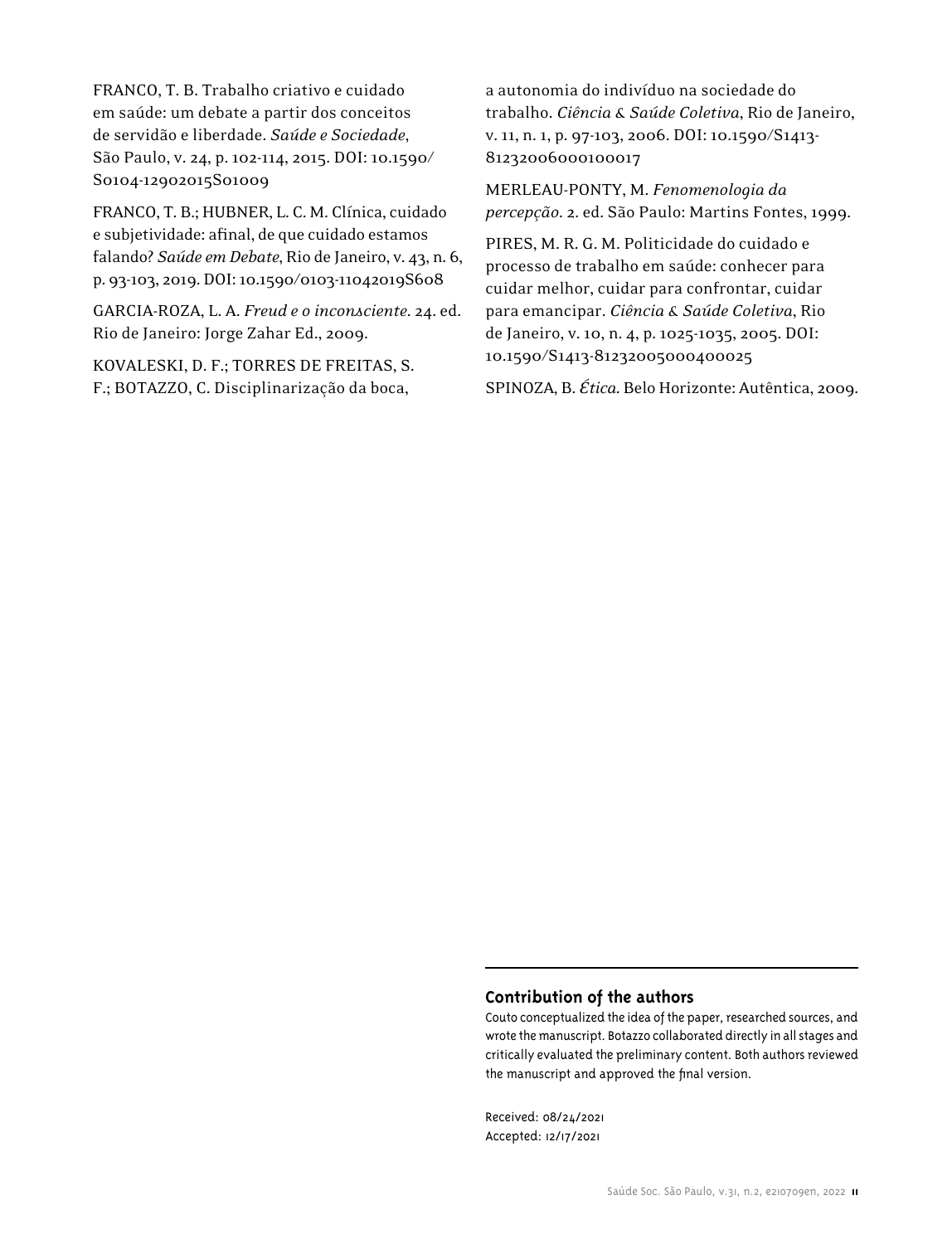FRANCO, T. B. Trabalho criativo e cuidado em saúde: um debate a partir dos conceitos de servidão e liberdade. *Saúde e Sociedade*, São Paulo, v. 24, p. 102-114, 2015. DOI: 10.1590/S0104-12902015S01009

FRANCO, T. B.; HUBNER, L. C. M. Clínica, cuidado e subjetividade: afinal, de que cuidado estamos falando? *Saúde em Debate*, Rio de Janeiro, v. 43, n. 6, p. 93-103, 2019. DOI: 10.1590/0103-11042019S608

GARCIA-ROZA, L. A. *Freud e o inconsciente*. 24. ed. Rio de Janeiro: Jorge Zahar Ed., 2009.

KOVALESKI, D. F.; TORRES DE FREITAS, S. F.; BOTAZZO, C. Disciplinarização da boca, a autonomia do indivíduo na sociedade do trabalho. *Ciência & Saúde Coletiva*, Rio de Janeiro, v. 11, n. 1, p. 97-103, 2006. DOI: 10.1590/S1413-81232006000100017

MERLEAU-PONTY, M. *Fenomenologia da percepção*. 2. ed. São Paulo: Martins Fontes, 1999.

PIRES, M. R. G. M. Politicidade do cuidado e processo de trabalho em saúde: conhecer para cuidar melhor, cuidar para confrontar, cuidar para emancipar. *Ciência & Saúde Coletiva*, Rio de Janeiro, v. 10, n. 4, p. 1025-1035, 2005. DOI: 10.1590/S1413-81232005000400025

SPINOZA, B. *Ética*. Belo Horizonte: Autêntica, 2009.

## Contribution of the authors

Couto conceptualized the idea of the paper, researched sources, and wrote the manuscript. Botazzo collaborated directly in all stages and critically evaluated the preliminary content. Both authors reviewed the manuscript and approved the final version.

Received: 08/24/2021
Accepted: 12/17/2021